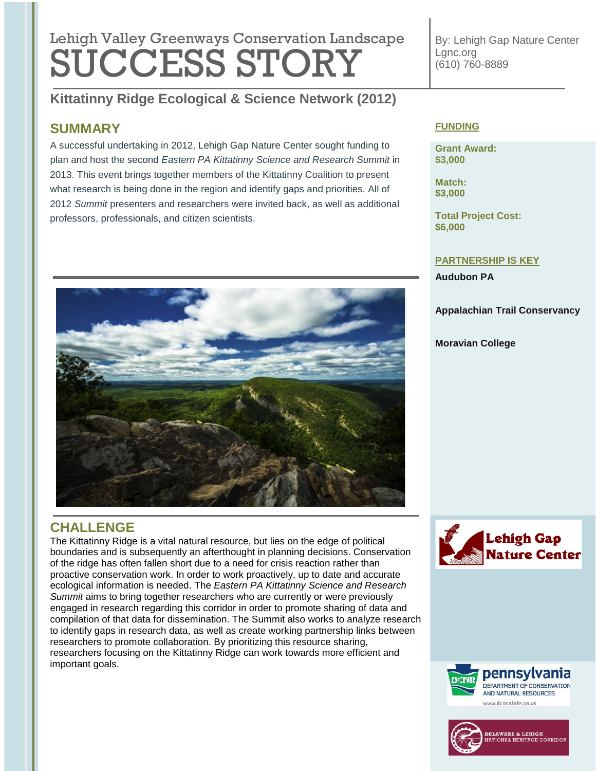Lehigh Valley Greenways Conservation Landscape

# SUCCESS STORY

By: Lehigh Gap Nature Center
Lgnc.org
(610) 760-8889

## Kittatinny Ridge Ecological & Science Network (2012)

## SUMMARY

A successful undertaking in 2012, Lehigh Gap Nature Center sought funding to plan and host the second *Eastern PA Kittatinny Science and Research Summit* in 2013. This event brings together members of the Kittatinny Coalition to present what research is being done in the region and identify gaps and priorities. All of 2012 *Summit* presenters and researchers were invited back, as well as additional professors, professionals, and citizen scientists.

## CHALLENGE

The Kittatinny Ridge is a vital natural resource, but lies on the edge of political boundaries and is subsequently an afterthought in planning decisions. Conservation of the ridge has often fallen short due to a need for crisis reaction rather than proactive conservation work. In order to work proactively, up to date and accurate ecological information is needed. The *Eastern PA Kittatinny Science and Research Summit* aims to bring together researchers who are currently or were previously engaged in research regarding this corridor in order to promote sharing of data and compilation of that data for dissemination. The Summit also works to analyze research to identify gaps in research data, as well as create working partnership links between researchers to promote collaboration. By prioritizing this resource sharing, researchers focusing on the Kittatinny Ridge can work towards more efficient and important goals.

## FUNDING

**Grant Award:**
**$3,000**

**Match:**
**$3,000**

**Total Project Cost:**
**$6,000**

## PARTNERSHIP IS KEY

**Audubon PA**

**Appalachian Trail Conservancy**

**Moravian College**

Lehigh Gap Nature Center

pennsylvania
DEPARTMENT OF CONSERVATION AND NATURAL RESOURCES
www.dcnr.state.pa.us

DELAWARE & LEHIGH NATIONAL HERITAGE CORRIDOR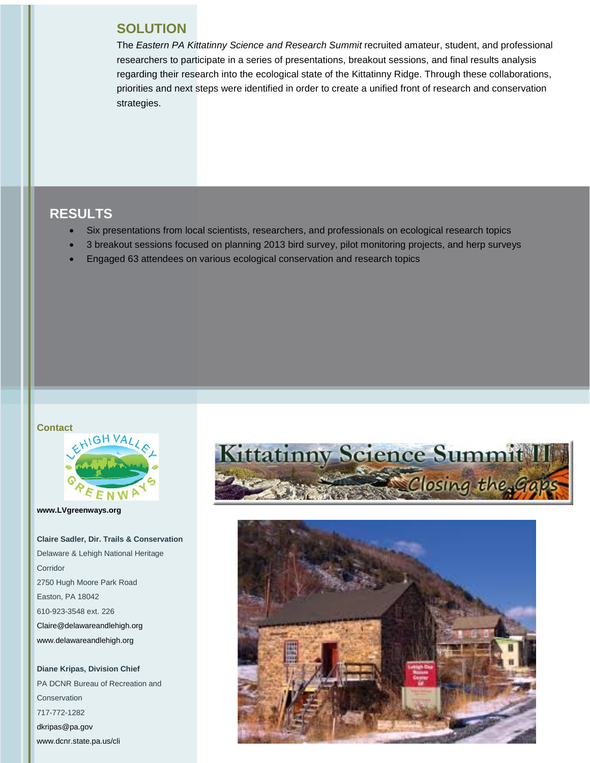## SOLUTION

The *Eastern PA Kittatinny Science and Research Summit* recruited amateur, student, and professional researchers to participate in a series of presentations, breakout sessions, and final results analysis regarding their research into the ecological state of the Kittatinny Ridge. Through these collaborations, priorities and next steps were identified in order to create a unified front of research and conservation strategies.

## RESULTS

- Six presentations from local scientists, researchers, and professionals on ecological research topics
- 3 breakout sessions focused on planning 2013 bird survey, pilot monitoring projects, and herp surveys
- Engaged 63 attendees on various ecological conservation and research topics

### Contact

**www.LVgreenways.org**

**Claire Sadler, Dir. Trails & Conservation**
Delaware & Lehigh National Heritage Corridor
2750 Hugh Moore Park Road
Easton, PA 18042
610-923-3548 ext. 226
Claire@delawareandlehigh.org
www.delawareandlehigh.org

**Diane Kripas, Division Chief**
PA DCNR Bureau of Recreation and Conservation
717-772-1282
dkripas@pa.gov
www.dcnr.state.pa.us/cli